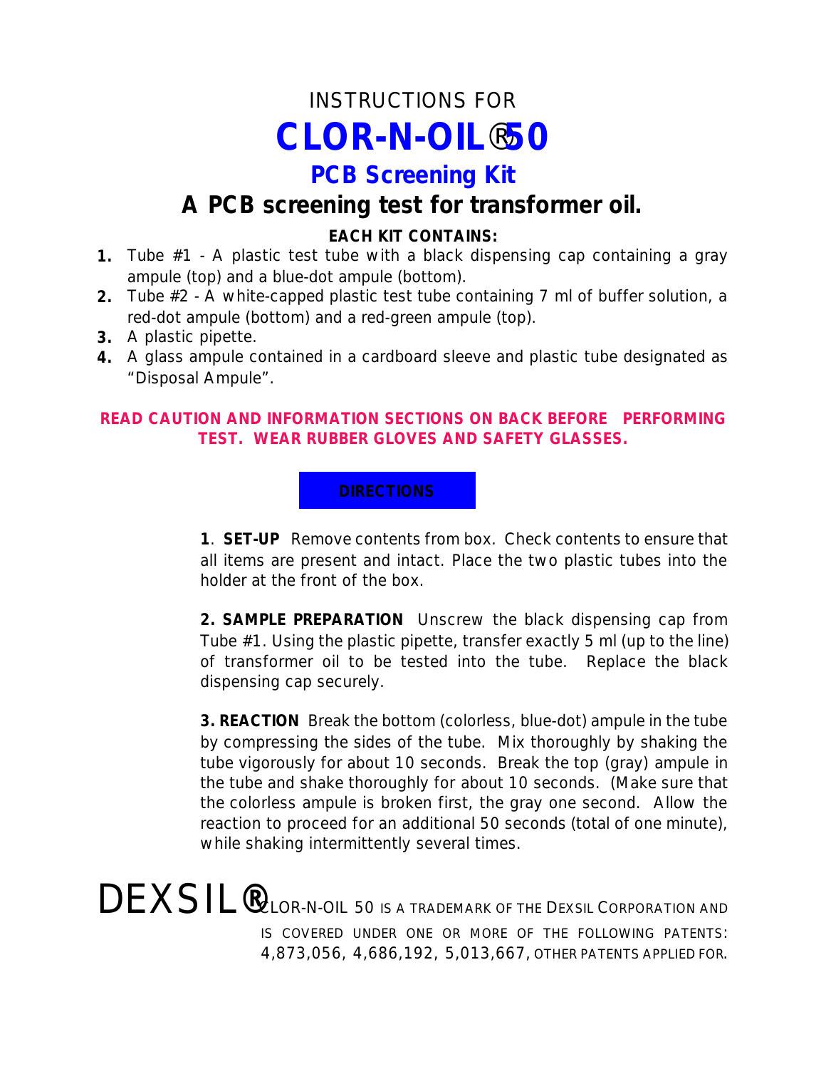# INSTRUCTIONS FOR CLOR-N-OIL® 50

## PCB Screening Kit

## A PCB screening test for transformer oil.

**EACH KIT CONTAINS:**

1. Tube #1 - A plastic test tube with a black dispensing cap containing a gray ampule (top) and a blue-dot ampule (bottom).
2. Tube #2 - A white-capped plastic test tube containing 7 ml of buffer solution, a red-dot ampule (bottom) and a red-green ampule (top).
3. A plastic pipette.
4. A glass ampule contained in a cardboard sleeve and plastic tube designated as "Disposal Ampule".

**READ CAUTION AND INFORMATION SECTIONS ON BACK BEFORE PERFORMING TEST. WEAR RUBBER GLOVES AND SAFETY GLASSES.**

### DIRECTIONS

**1. SET-UP** Remove contents from box. Check contents to ensure that all items are present and intact. Place the two plastic tubes into the holder at the front of the box.

**2. SAMPLE PREPARATION** Unscrew the black dispensing cap from Tube #1. Using the plastic pipette, transfer exactly 5 ml (up to the line) of transformer oil to be tested into the tube. Replace the black dispensing cap securely.

**3. REACTION** Break the bottom (colorless, blue-dot) ampule in the tube by compressing the sides of the tube. Mix thoroughly by shaking the tube vigorously for about 10 seconds. Break the top (gray) ampule in the tube and shake thoroughly for about 10 seconds. (Make sure that the colorless ampule is broken first, the gray one second. Allow the reaction to proceed for an additional 50 seconds (total of one minute), while shaking intermittently several times.

DEXSIL® CLOR-N-OIL 50 IS A TRADEMARK OF THE DEXSIL CORPORATION AND IS COVERED UNDER ONE OR MORE OF THE FOLLOWING PATENTS: 4,873,056, 4,686,192, 5,013,667, OTHER PATENTS APPLIED FOR.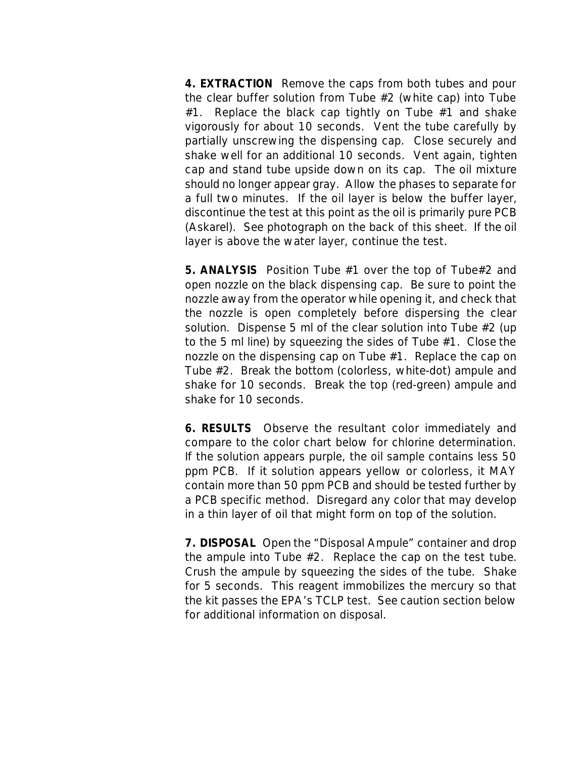**4. EXTRACTION** Remove the caps from both tubes and pour the clear buffer solution from Tube #2 (white cap) into Tube #1. Replace the black cap tightly on Tube #1 and shake vigorously for about 10 seconds. Vent the tube carefully by partially unscrewing the dispensing cap. Close securely and shake well for an additional 10 seconds. Vent again, tighten cap and stand tube upside down on its cap. The oil mixture should no longer appear gray. Allow the phases to separate for a full two minutes. If the oil layer is below the buffer layer, discontinue the test at this point as the oil is primarily pure PCB (Askarel). See photograph on the back of this sheet. If the oil layer is above the water layer, continue the test.

**5. ANALYSIS** Position Tube #1 over the top of Tube#2 and open nozzle on the black dispensing cap. Be sure to point the nozzle away from the operator while opening it, and check that the nozzle is open completely before dispersing the clear solution. Dispense 5 ml of the clear solution into Tube #2 (up to the 5 ml line) by squeezing the sides of Tube #1. Close the nozzle on the dispensing cap on Tube #1. Replace the cap on Tube #2. Break the bottom (colorless, white-dot) ampule and shake for 10 seconds. Break the top (red-green) ampule and shake for 10 seconds.

**6. RESULTS** Observe the resultant color immediately and compare to the color chart below for chlorine determination. If the solution appears purple, the oil sample contains less 50 ppm PCB. If it solution appears yellow or colorless, it MAY contain more than 50 ppm PCB and should be tested further by a PCB specific method. Disregard any color that may develop in a thin layer of oil that might form on top of the solution.

**7. DISPOSAL** Open the "Disposal Ampule" container and drop the ampule into Tube #2. Replace the cap on the test tube. Crush the ampule by squeezing the sides of the tube. Shake for 5 seconds. This reagent immobilizes the mercury so that the kit passes the EPA's TCLP test. See caution section below for additional information on disposal.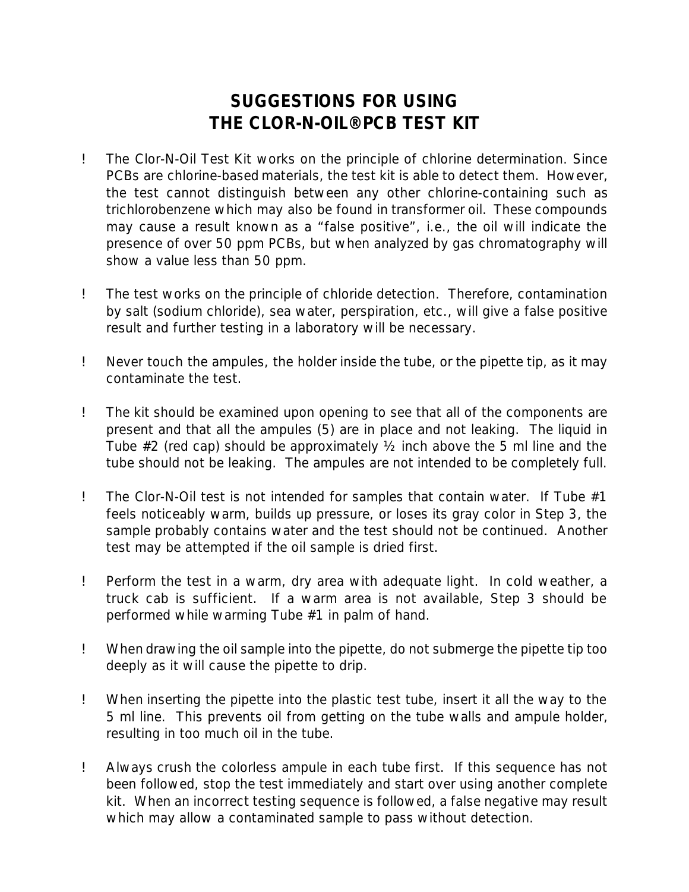# SUGGESTIONS FOR USING THE CLOR-N-OIL®PCB TEST KIT

- The Clor-N-Oil Test Kit works on the principle of chlorine determination. Since PCBs are chlorine-based materials, the test kit is able to detect them. However, the test cannot distinguish between any other chlorine-containing such as trichlorobenzene which may also be found in transformer oil. These compounds may cause a result known as a "false positive", i.e., the oil will indicate the presence of over 50 ppm PCBs, but when analyzed by gas chromatography will show a value less than 50 ppm.

- The test works on the principle of chloride detection. Therefore, contamination by salt (sodium chloride), sea water, perspiration, etc., will give a false positive result and further testing in a laboratory will be necessary.

- Never touch the ampules, the holder inside the tube, or the pipette tip, as it may contaminate the test.

- The kit should be examined upon opening to see that all of the components are present and that all the ampules (5) are in place and not leaking. The liquid in Tube #2 (red cap) should be approximately ½ inch above the 5 ml line and the tube should not be leaking. The ampules are not intended to be completely full.

- The Clor-N-Oil test is not intended for samples that contain water. If Tube #1 feels noticeably warm, builds up pressure, or loses its gray color in Step 3, the sample probably contains water and the test should not be continued. Another test may be attempted if the oil sample is dried first.

- Perform the test in a warm, dry area with adequate light. In cold weather, a truck cab is sufficient. If a warm area is not available, Step 3 should be performed while warming Tube #1 in palm of hand.

- When drawing the oil sample into the pipette, do not submerge the pipette tip too deeply as it will cause the pipette to drip.

- When inserting the pipette into the plastic test tube, insert it all the way to the 5 ml line. This prevents oil from getting on the tube walls and ampule holder, resulting in too much oil in the tube.

- Always crush the colorless ampule in each tube first. If this sequence has not been followed, stop the test immediately and start over using another complete kit. When an incorrect testing sequence is followed, a false negative may result which may allow a contaminated sample to pass without detection.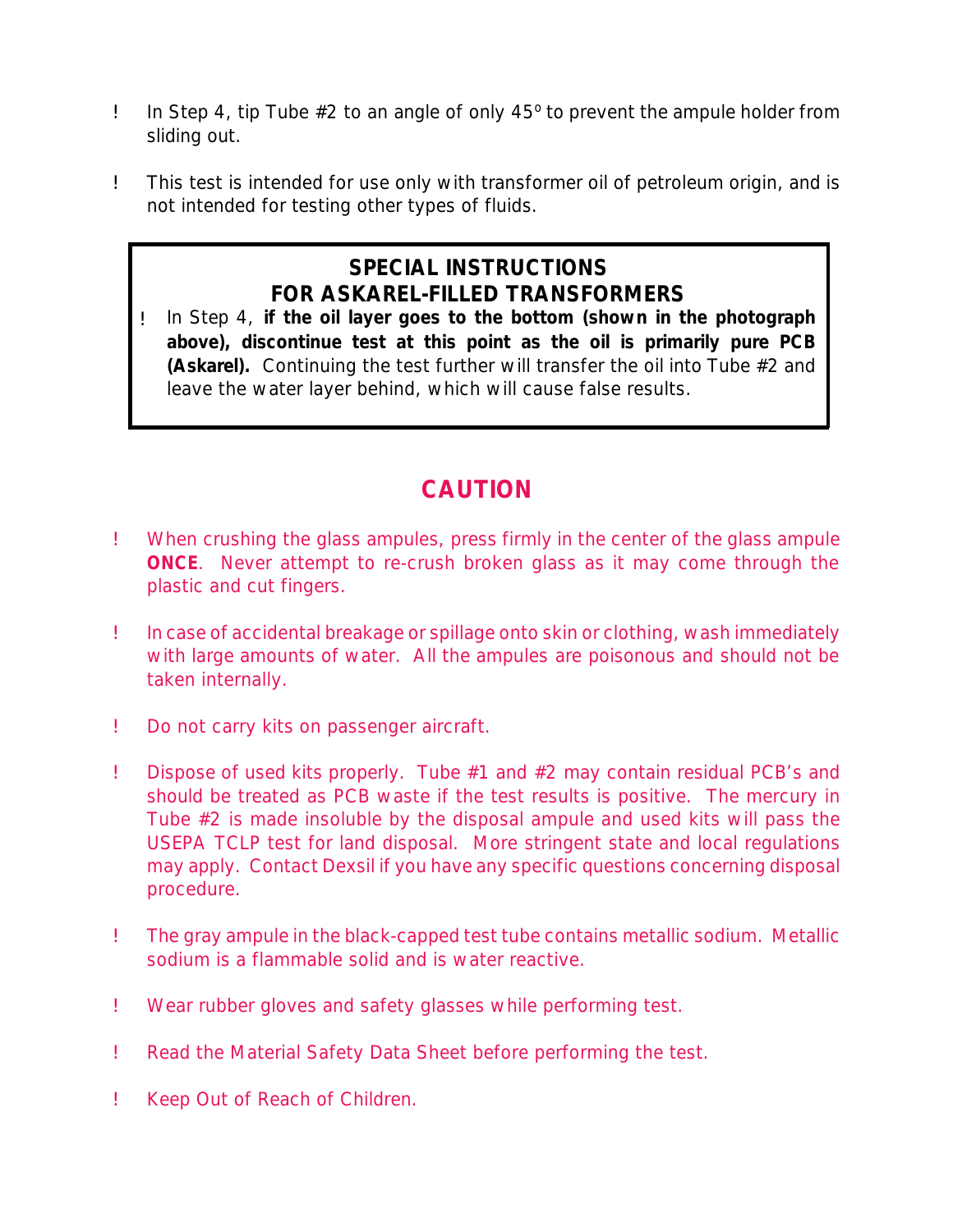- In Step 4, tip Tube #2 to an angle of only 45° to prevent the ampule holder from sliding out.

- This test is intended for use only with transformer oil of petroleum origin, and is not intended for testing other types of fluids.

## SPECIAL INSTRUCTIONS FOR ASKAREL-FILLED TRANSFORMERS

- In Step 4, **if the oil layer goes to the bottom (shown in the photograph above), discontinue test at this point as the oil is primarily pure PCB (Askarel).** Continuing the test further will transfer the oil into Tube #2 and leave the water layer behind, which will cause false results.

## CAUTION

- When crushing the glass ampules, press firmly in the center of the glass ampule **ONCE**. Never attempt to re-crush broken glass as it may come through the plastic and cut fingers.

- In case of accidental breakage or spillage onto skin or clothing, wash immediately with large amounts of water. All the ampules are poisonous and should not be taken internally.

- Do not carry kits on passenger aircraft.

- Dispose of used kits properly. Tube #1 and #2 may contain residual PCB's and should be treated as PCB waste if the test results is positive. The mercury in Tube #2 is made insoluble by the disposal ampule and used kits will pass the USEPA TCLP test for land disposal. More stringent state and local regulations may apply. Contact Dexsil if you have any specific questions concerning disposal procedure.

- The gray ampule in the black-capped test tube contains metallic sodium. Metallic sodium is a flammable solid and is water reactive.

- Wear rubber gloves and safety glasses while performing test.

- Read the Material Safety Data Sheet before performing the test.

- Keep Out of Reach of Children.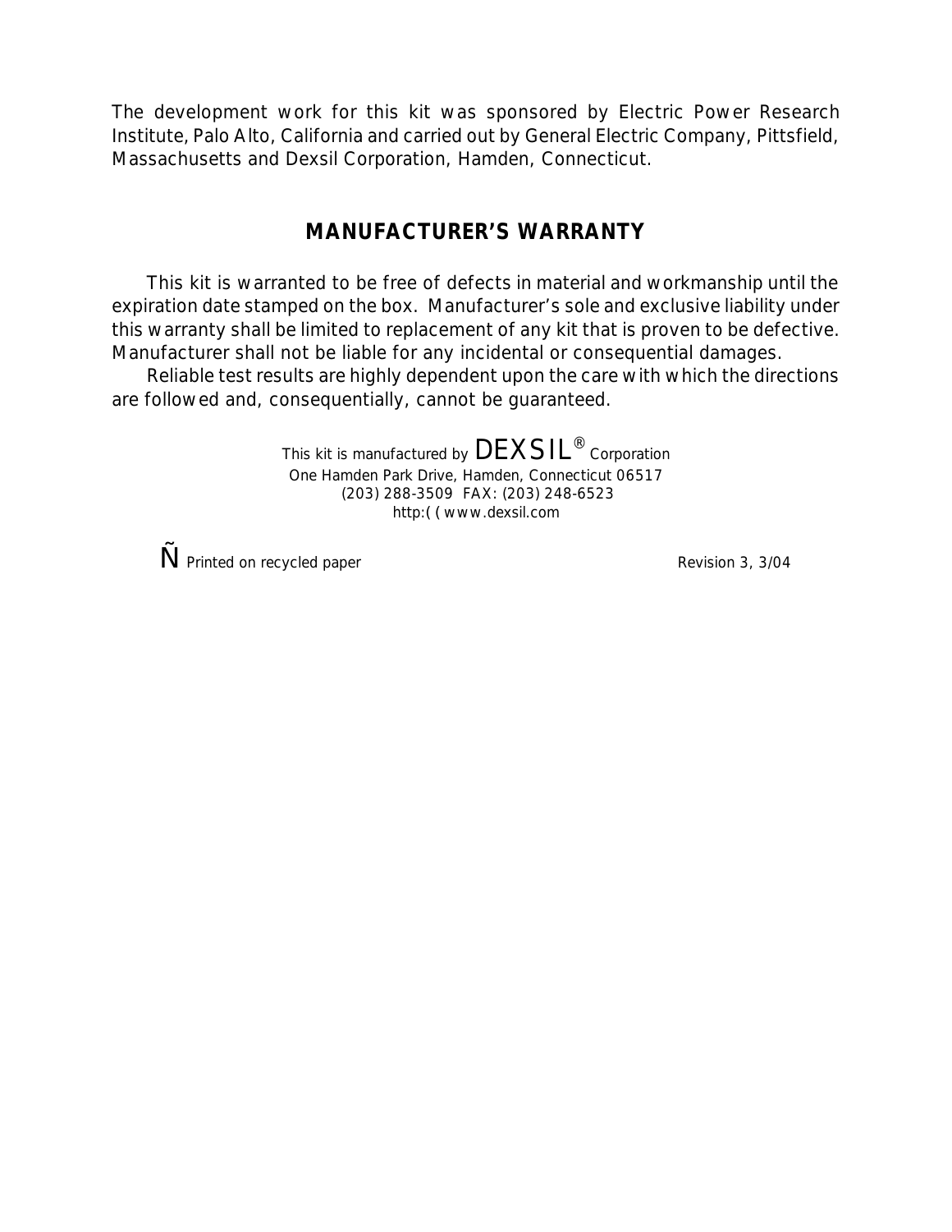The development work for this kit was sponsored by Electric Power Research Institute, Palo Alto, California and carried out by General Electric Company, Pittsfield, Massachusetts and Dexsil Corporation, Hamden, Connecticut.

## MANUFACTURER'S WARRANTY

This kit is warranted to be free of defects in material and workmanship until the expiration date stamped on the box. Manufacturer's sole and exclusive liability under this warranty shall be limited to replacement of any kit that is proven to be defective. Manufacturer shall not be liable for any incidental or consequential damages.

Reliable test results are highly dependent upon the care with which the directions are followed and, consequentially, cannot be guaranteed.

This kit is manufactured by DEXSIL® Corporation
One Hamden Park Drive, Hamden, Connecticut 06517
(203) 288-3509 FAX: (203) 248-6523
http://www.dexsil.com

Ñ Printed on recycled paper

Revision 3, 3/04